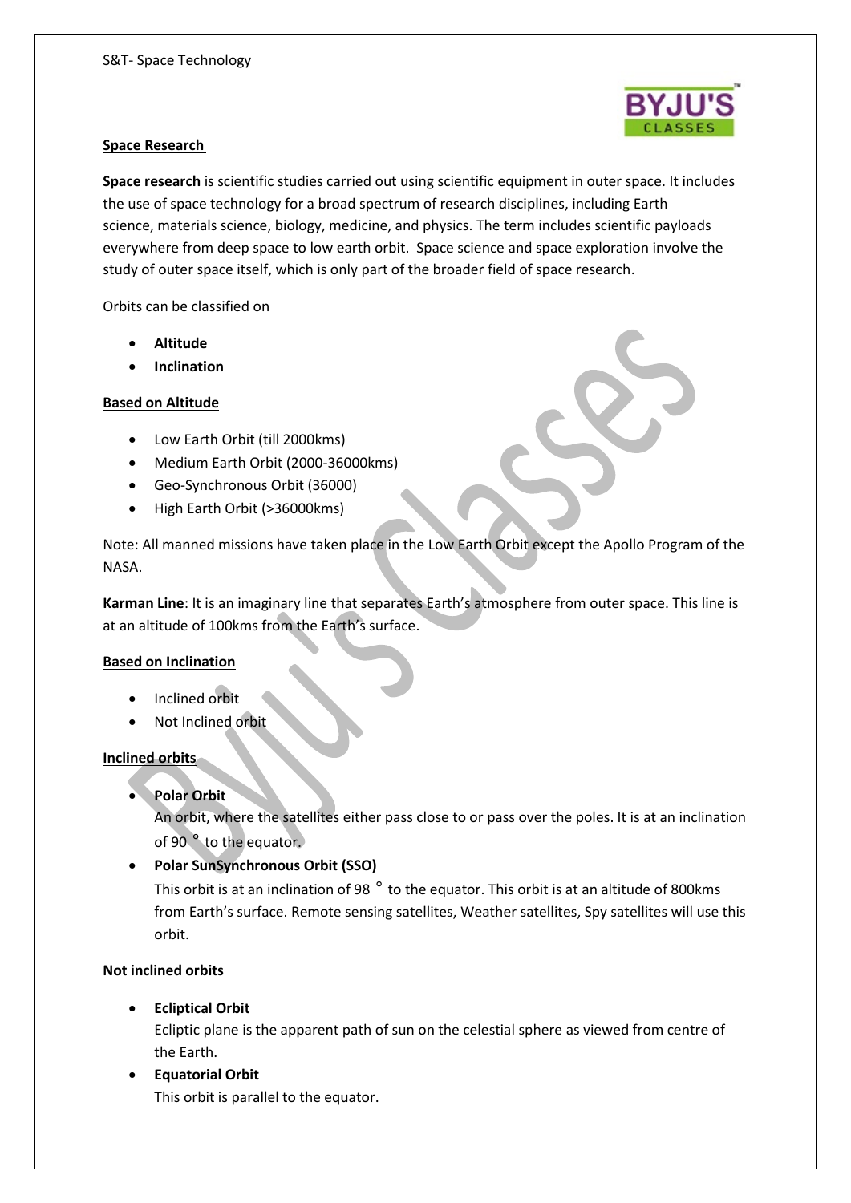## Space Research

**Space research** is scientific studies carried out using scientific equipment in outer space. It includes the use of space technology for a broad spectrum of research disciplines, including Earth science, materials science, biology, medicine, and physics. The term includes scientific payloads everywhere from deep space to low earth orbit. Space science and space exploration involve the study of outer space itself, which is only part of the broader field of space research.

Orbits can be classified on

- **Altitude**
- **Inclination**

### Based on Altitude

- Low Earth Orbit (till 2000kms)
- Medium Earth Orbit (2000-36000kms)
- Geo-Synchronous Orbit (36000)
- High Earth Orbit (>36000kms)

Note: All manned missions have taken place in the Low Earth Orbit except the Apollo Program of the NASA.

**Karman Line**: It is an imaginary line that separates Earth's atmosphere from outer space. This line is at an altitude of 100kms from the Earth's surface.

### Based on Inclination

- Inclined orbit
- Not Inclined orbit

### Inclined orbits

- **Polar Orbit**
  An orbit, where the satellites either pass close to or pass over the poles. It is at an inclination of 90 ° to the equator.
- **Polar SunSynchronous Orbit (SSO)**
  This orbit is at an inclination of 98 ° to the equator. This orbit is at an altitude of 800kms from Earth's surface. Remote sensing satellites, Weather satellites, Spy satellites will use this orbit.

### Not inclined orbits

- **Ecliptical Orbit**
  Ecliptic plane is the apparent path of sun on the celestial sphere as viewed from centre of the Earth.
- **Equatorial Orbit**
  This orbit is parallel to the equator.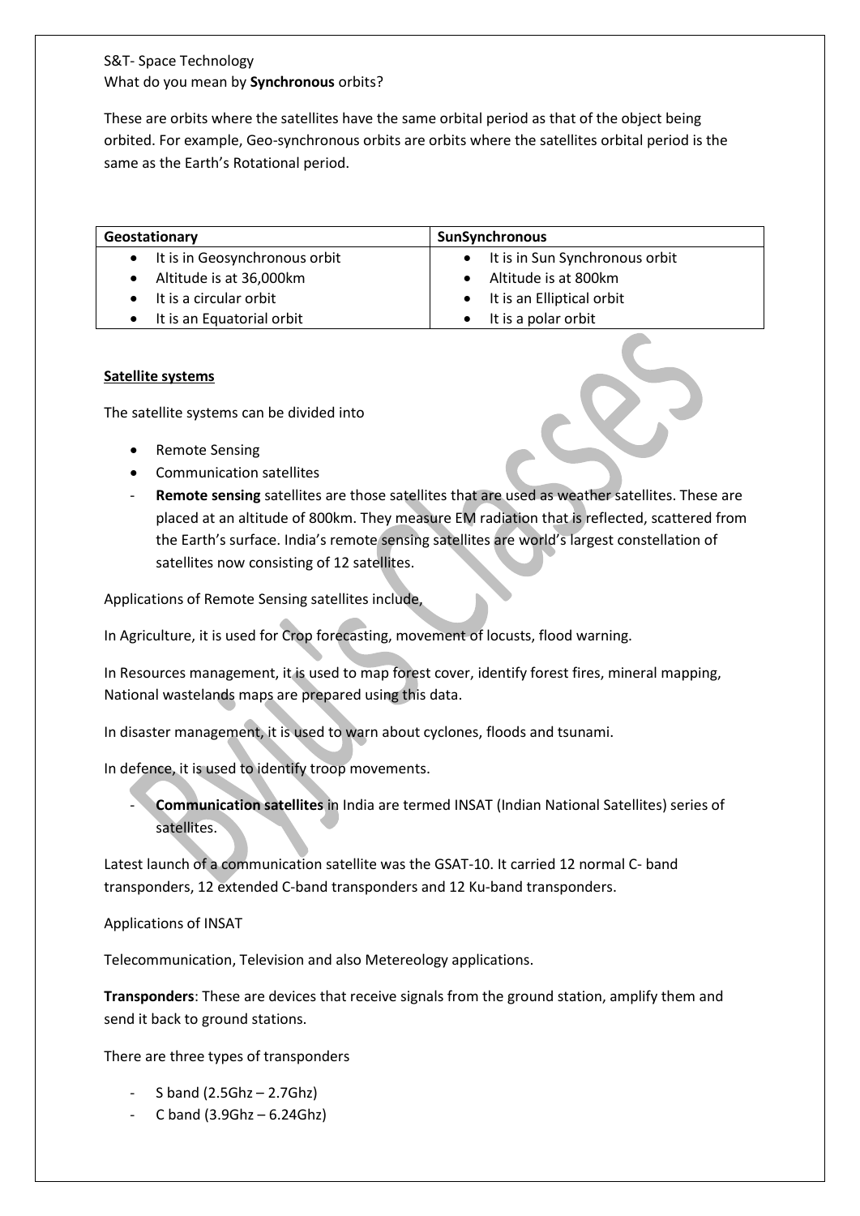S&T- Space Technology

What do you mean by **Synchronous** orbits?

These are orbits where the satellites have the same orbital period as that of the object being orbited. For example, Geo-synchronous orbits are orbits where the satellites orbital period is the same as the Earth's Rotational period.

| Geostationary | SunSynchronous |
|---|---|
| • It is in Geosynchronous orbit<br>• Altitude is at 36,000km<br>• It is a circular orbit<br>• It is an Equatorial orbit | • It is in Sun Synchronous orbit<br>• Altitude is at 800km<br>• It is an Elliptical orbit<br>• It is a polar orbit |

**Satellite systems**

The satellite systems can be divided into

- Remote Sensing
- Communication satellites

- **Remote sensing** satellites are those satellites that are used as weather satellites. These are placed at an altitude of 800km. They measure EM radiation that is reflected, scattered from the Earth's surface. India's remote sensing satellites are world's largest constellation of satellites now consisting of 12 satellites.

Applications of Remote Sensing satellites include,

In Agriculture, it is used for Crop forecasting, movement of locusts, flood warning.

In Resources management, it is used to map forest cover, identify forest fires, mineral mapping, National wastelands maps are prepared using this data.

In disaster management, it is used to warn about cyclones, floods and tsunami.

In defence, it is used to identify troop movements.

- **Communication satellites** in India are termed INSAT (Indian National Satellites) series of satellites.

Latest launch of a communication satellite was the GSAT-10. It carried 12 normal C- band transponders, 12 extended C-band transponders and 12 Ku-band transponders.

Applications of INSAT

Telecommunication, Television and also Metereology applications.

**Transponders**: These are devices that receive signals from the ground station, amplify them and send it back to ground stations.

There are three types of transponders

- S band (2.5Ghz – 2.7Ghz)
- C band (3.9Ghz – 6.24Ghz)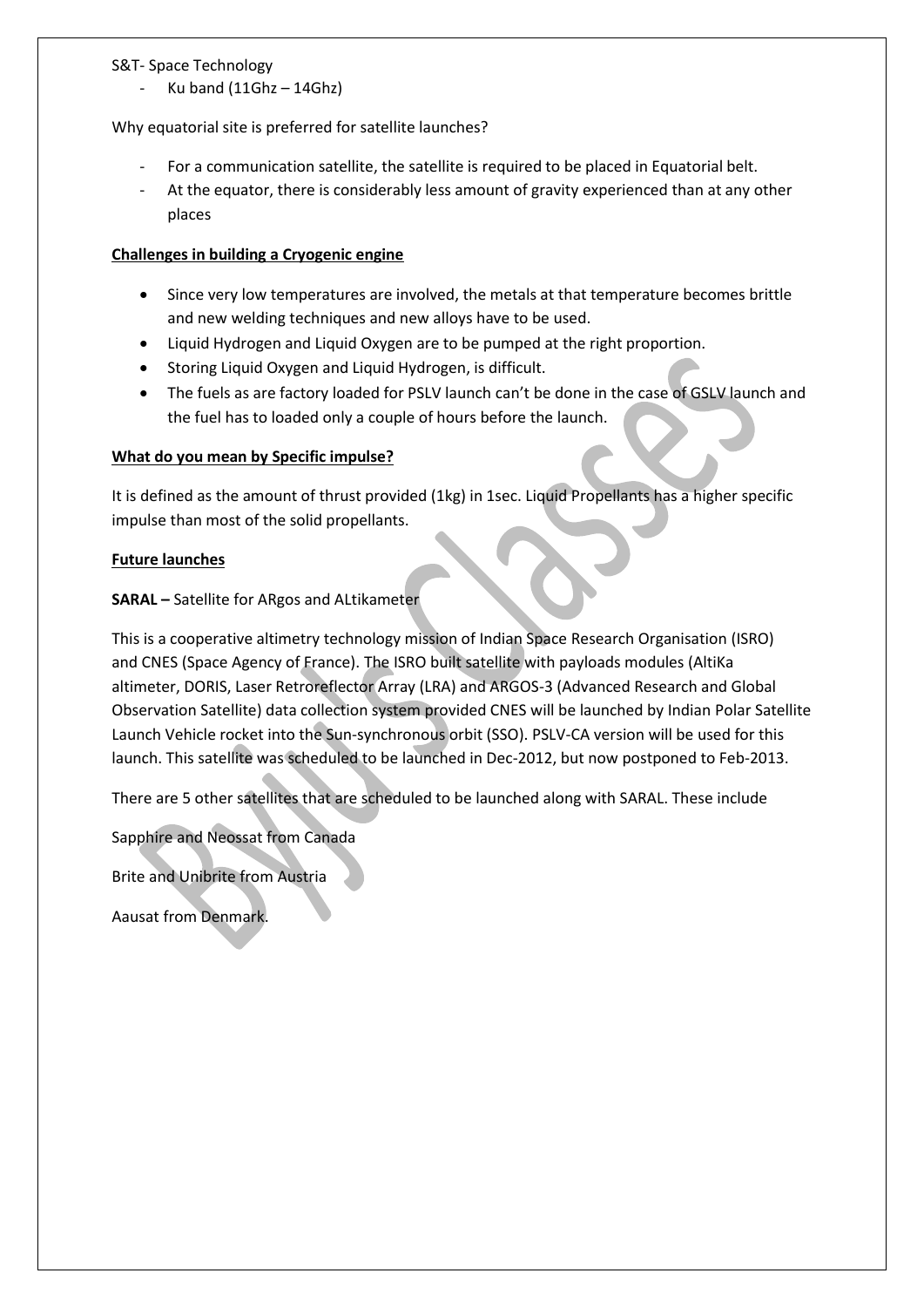S&T- Space Technology

- Ku band (11Ghz – 14Ghz)

Why equatorial site is preferred for satellite launches?

- For a communication satellite, the satellite is required to be placed in Equatorial belt.
- At the equator, there is considerably less amount of gravity experienced than at any other places

**Challenges in building a Cryogenic engine**

- Since very low temperatures are involved, the metals at that temperature becomes brittle and new welding techniques and new alloys have to be used.
- Liquid Hydrogen and Liquid Oxygen are to be pumped at the right proportion.
- Storing Liquid Oxygen and Liquid Hydrogen, is difficult.
- The fuels as are factory loaded for PSLV launch can't be done in the case of GSLV launch and the fuel has to loaded only a couple of hours before the launch.

**What do you mean by Specific impulse?**

It is defined as the amount of thrust provided (1kg) in 1sec. Liquid Propellants has a higher specific impulse than most of the solid propellants.

**Future launches**

**SARAL –** Satellite for ARgos and ALtikameter

This is a cooperative altimetry technology mission of Indian Space Research Organisation (ISRO) and CNES (Space Agency of France). The ISRO built satellite with payloads modules (AltiKa altimeter, DORIS, Laser Retroreflector Array (LRA) and ARGOS-3 (Advanced Research and Global Observation Satellite) data collection system provided CNES will be launched by Indian Polar Satellite Launch Vehicle rocket into the Sun-synchronous orbit (SSO). PSLV-CA version will be used for this launch. This satellite was scheduled to be launched in Dec-2012, but now postponed to Feb-2013.

There are 5 other satellites that are scheduled to be launched along with SARAL. These include

Sapphire and Neossat from Canada

Brite and Unibrite from Austria

Aausat from Denmark.